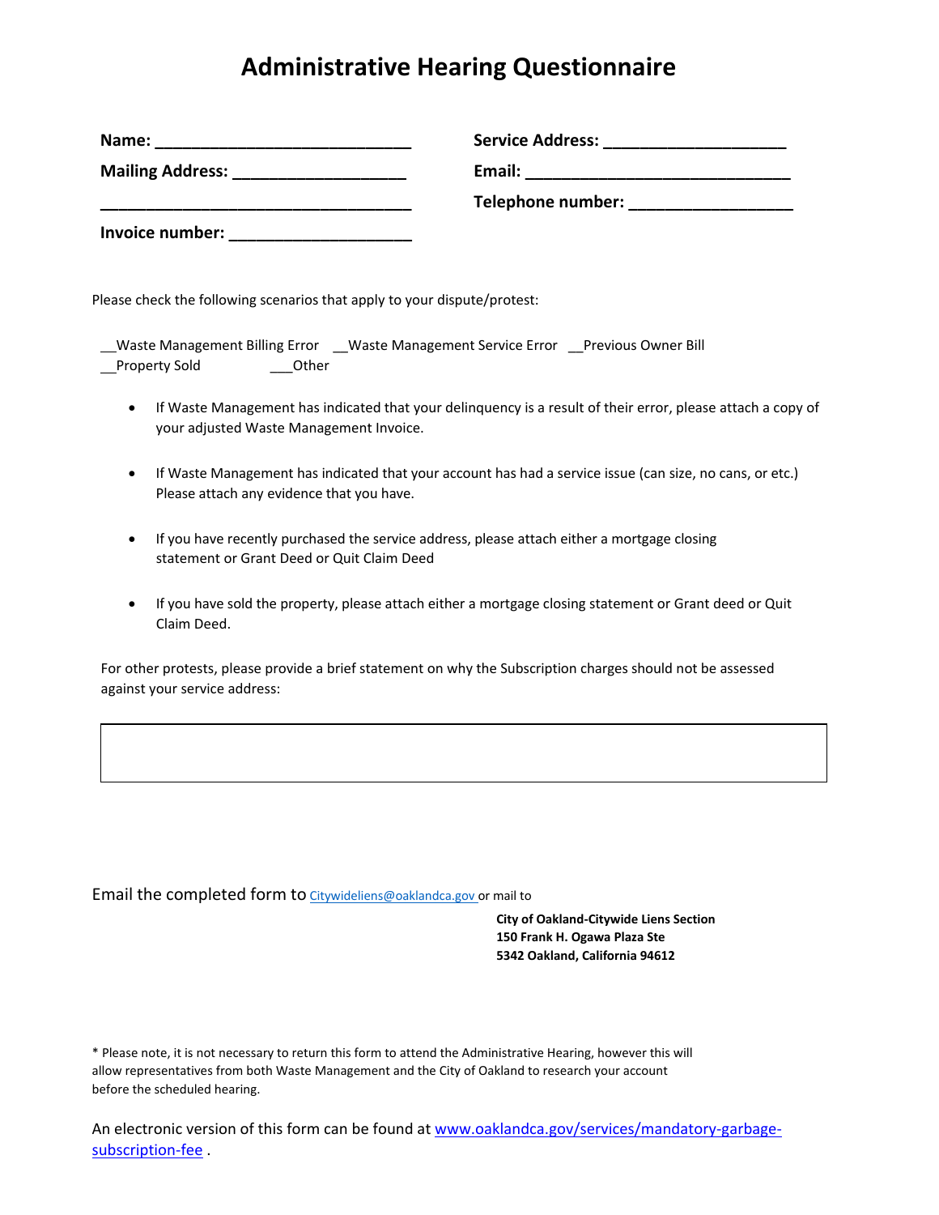# Administrative Hearing Questionnaire

**Name:** ______________________________

**Mailing Address:** ____________________

____________________________________

**Invoice number:** _____________________

**Service Address:** ____________________

**Email:** _______________________________

**Telephone number:** ___________________

Please check the following scenarios that apply to your dispute/protest:

__Waste Management Billing Error __Waste Management Service Error __Previous Owner Bill
__Property Sold ___Other

- If Waste Management has indicated that your delinquency is a result of their error, please attach a copy of your adjusted Waste Management Invoice.
- If Waste Management has indicated that your account has had a service issue (can size, no cans, or etc.) Please attach any evidence that you have.
- If you have recently purchased the service address, please attach either a mortgage closing statement or Grant Deed or Quit Claim Deed
- If you have sold the property, please attach either a mortgage closing statement or Grant deed or Quit Claim Deed.

For other protests, please provide a brief statement on why the Subscription charges should not be assessed against your service address:

| |
|---|
| |

Email the completed form to Citywideliens@oaklandca.gov or mail to

**City of Oakland-Citywide Liens Section**
**150 Frank H. Ogawa Plaza Ste**
**5342 Oakland, California 94612**

* Please note, it is not necessary to return this form to attend the Administrative Hearing, however this will allow representatives from both Waste Management and the City of Oakland to research your account before the scheduled hearing.

An electronic version of this form can be found at www.oaklandca.gov/services/mandatory-garbage-subscription-fee .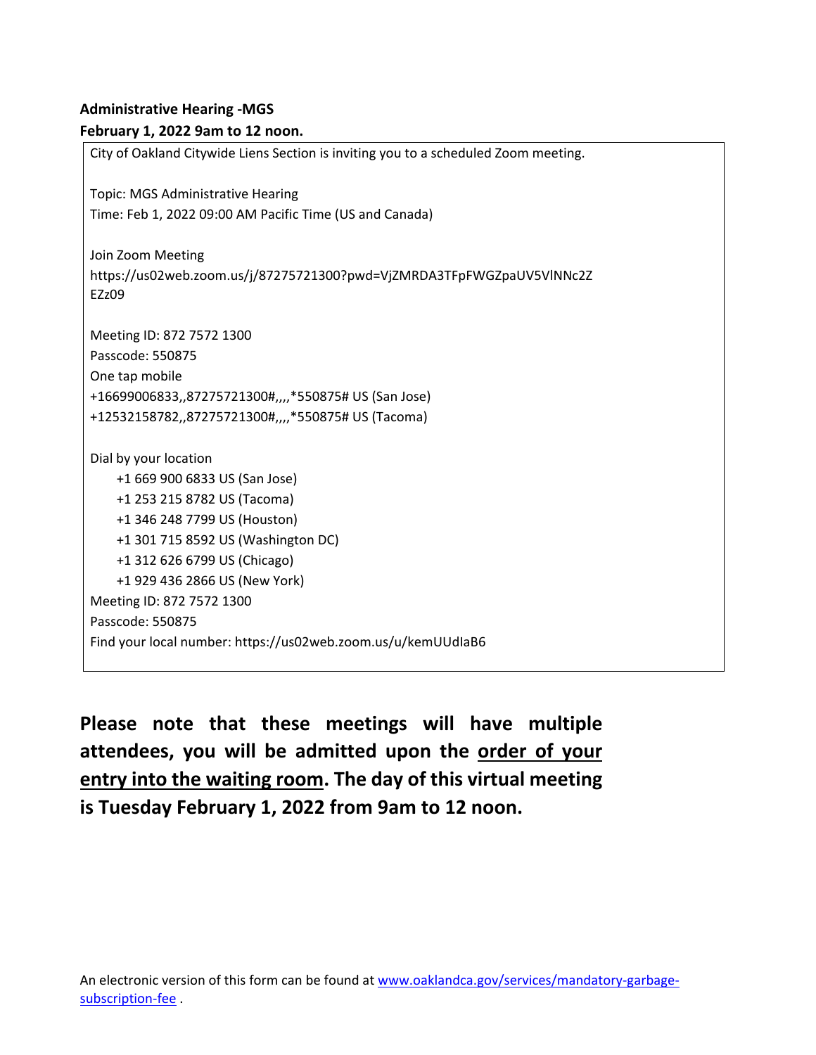**Administrative Hearing -MGS**
**February 1, 2022 9am to 12 noon.**

City of Oakland Citywide Liens Section is inviting you to a scheduled Zoom meeting.

Topic: MGS Administrative Hearing
Time: Feb 1, 2022 09:00 AM Pacific Time (US and Canada)

Join Zoom Meeting
https://us02web.zoom.us/j/87275721300?pwd=VjZMRDA3TFpFWGZpaUV5VlNNc2ZEZz09

Meeting ID: 872 7572 1300
Passcode: 550875
One tap mobile
+16699006833,,87275721300#,,,,*550875# US (San Jose)
+12532158782,,87275721300#,,,,*550875# US (Tacoma)

Dial by your location
- +1 669 900 6833 US (San Jose)
- +1 253 215 8782 US (Tacoma)
- +1 346 248 7799 US (Houston)
- +1 301 715 8592 US (Washington DC)
- +1 312 626 6799 US (Chicago)
- +1 929 436 2866 US (New York)

Meeting ID: 872 7572 1300
Passcode: 550875
Find your local number: https://us02web.zoom.us/u/kemUUdIaB6

**Please note that these meetings will have multiple attendees, you will be admitted upon the order of your entry into the waiting room. The day of this virtual meeting is Tuesday February 1, 2022 from 9am to 12 noon.**

An electronic version of this form can be found at www.oaklandca.gov/services/mandatory-garbage-subscription-fee .